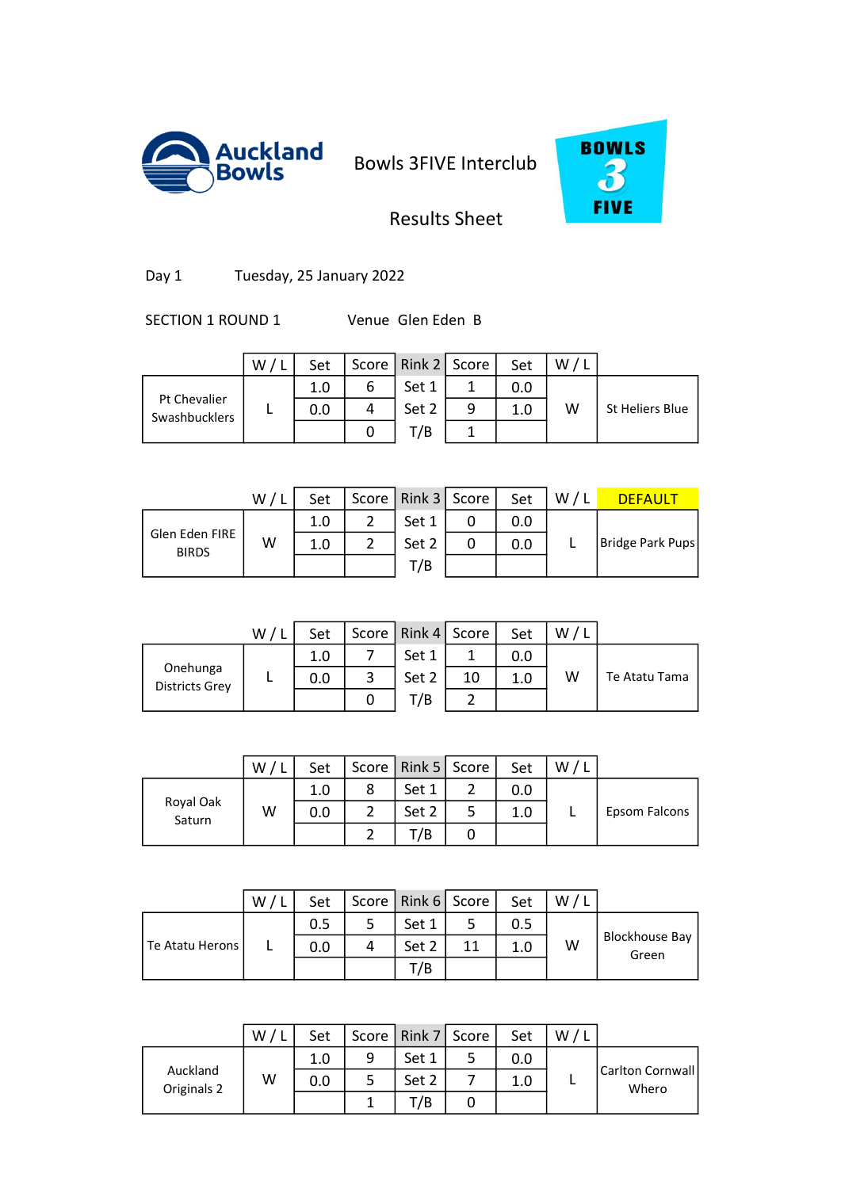Auckland Bowls

# Bowls 3FIVE Interclub

## Results Sheet

BOWLS 3 FIVE

Day 1 Tuesday, 25 January 2022

SECTION 1 ROUND 1 Venue Glen Eden B

| | W / L | Set | Score | Rink 2 | Score | Set | W / L | |
|---|---|---|---|---|---|---|---|---|
| Pt Chevalier Swashbucklers | L | 1.0 | 6 | Set 1 | 1 | 0.0 | W | St Heliers Blue |
| | | 0.0 | 4 | Set 2 | 9 | 1.0 | | |
| | | | 0 | T/B | 1 | | | |

| | W / L | Set | Score | Rink 3 | Score | Set | W / L | DEFAULT |
|---|---|---|---|---|---|---|---|---|
| Glen Eden FIRE BIRDS | W | 1.0 | 2 | Set 1 | 0 | 0.0 | L | Bridge Park Pups |
| | | 1.0 | 2 | Set 2 | 0 | 0.0 | | |
| | | | | T/B | | | | |

| | W / L | Set | Score | Rink 4 | Score | Set | W / L | |
|---|---|---|---|---|---|---|---|---|
| Onehunga Districts Grey | L | 1.0 | 7 | Set 1 | 1 | 0.0 | W | Te Atatu Tama |
| | | 0.0 | 3 | Set 2 | 10 | 1.0 | | |
| | | | 0 | T/B | 2 | | | |

| | W / L | Set | Score | Rink 5 | Score | Set | W / L | |
|---|---|---|---|---|---|---|---|---|
| Royal Oak Saturn | W | 1.0 | 8 | Set 1 | 2 | 0.0 | L | Epsom Falcons |
| | | 0.0 | 2 | Set 2 | 5 | 1.0 | | |
| | | | 2 | T/B | 0 | | | |

| | W / L | Set | Score | Rink 6 | Score | Set | W / L | |
|---|---|---|---|---|---|---|---|---|
| Te Atatu Herons | L | 0.5 | 5 | Set 1 | 5 | 0.5 | W | Blockhouse Bay Green |
| | | 0.0 | 4 | Set 2 | 11 | 1.0 | | |
| | | | | T/B | | | | |

| | W / L | Set | Score | Rink 7 | Score | Set | W / L | |
|---|---|---|---|---|---|---|---|---|
| Auckland Originals 2 | W | 1.0 | 9 | Set 1 | 5 | 0.0 | L | Carlton Cornwall Whero |
| | | 0.0 | 5 | Set 2 | 7 | 1.0 | | |
| | | | 1 | T/B | 0 | | | |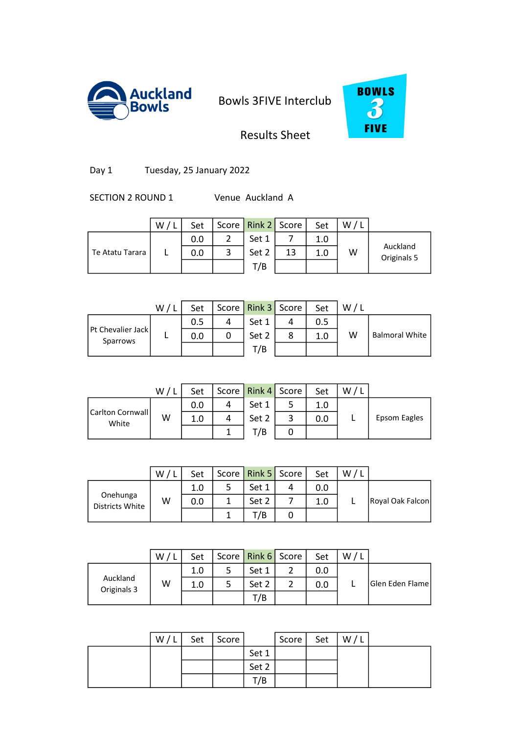Auckland Bowls

Bowls 3FIVE Interclub

Results Sheet

BOWLS 3 FIVE

Day 1 Tuesday, 25 January 2022

SECTION 2 ROUND 1 Venue Auckland A

| | W / L | Set | Score | Rink 2 | Score | Set | W / L | |
|---|---|---|---|---|---|---|---|---|
| Te Atatu Tarara | L | 0.0 | 2 | Set 1 | 7 | 1.0 | W | Auckland Originals 5 |
| | | 0.0 | 3 | Set 2 | 13 | 1.0 | | |
| | | | | T/B | | | | |

| | W / L | Set | Score | Rink 3 | Score | Set | W / L | |
|---|---|---|---|---|---|---|---|---|
| Pt Chevalier Jack Sparrows | L | 0.5 | 4 | Set 1 | 4 | 0.5 | W | Balmoral White |
| | | 0.0 | 0 | Set 2 | 8 | 1.0 | | |
| | | | | T/B | | | | |

| | W / L | Set | Score | Rink 4 | Score | Set | W / L | |
|---|---|---|---|---|---|---|---|---|
| Carlton Cornwall White | W | 0.0 | 4 | Set 1 | 5 | 1.0 | L | Epsom Eagles |
| | | 1.0 | 4 | Set 2 | 3 | 0.0 | | |
| | | | 1 | T/B | 0 | | | |

| | W / L | Set | Score | Rink 5 | Score | Set | W / L | |
|---|---|---|---|---|---|---|---|---|
| Onehunga Districts White | W | 1.0 | 5 | Set 1 | 4 | 0.0 | L | Royal Oak Falcon |
| | | 0.0 | 1 | Set 2 | 7 | 1.0 | | |
| | | | 1 | T/B | 0 | | | |

| | W / L | Set | Score | Rink 6 | Score | Set | W / L | |
|---|---|---|---|---|---|---|---|---|
| Auckland Originals 3 | W | 1.0 | 5 | Set 1 | 2 | 0.0 | L | Glen Eden Flame |
| | | 1.0 | 5 | Set 2 | 2 | 0.0 | | |
| | | | | T/B | | | | |

| | W / L | Set | Score | | Score | Set | W / L | |
|---|---|---|---|---|---|---|---|---|
| | | | | Set 1 | | | | |
| | | | | Set 2 | | | | |
| | | | | T/B | | | | |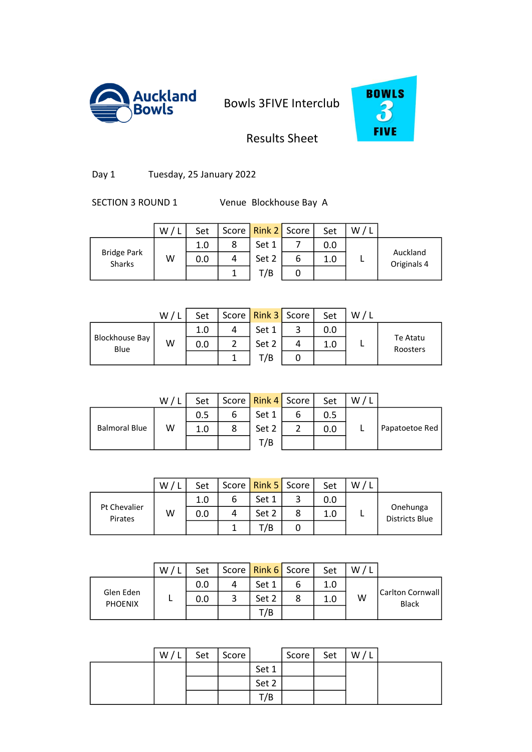Auckland Bowls

# Bowls 3FIVE Interclub

## Results Sheet

BOWLS 3 FIVE

Day 1 Tuesday, 25 January 2022

SECTION 3 ROUND 1 Venue Blockhouse Bay A

| | W / L | Set | Score | Rink 2 | Score | Set | W / L | |
|---|---|---|---|---|---|---|---|---|
| Bridge Park Sharks | W | 1.0 | 8 | Set 1 | 7 | 0.0 | L | Auckland Originals 4 |
| | | 0.0 | 4 | Set 2 | 6 | 1.0 | | |
| | | | 1 | T/B | 0 | | | |

| | W / L | Set | Score | Rink 3 | Score | Set | W / L | |
|---|---|---|---|---|---|---|---|---|
| Blockhouse Bay Blue | W | 1.0 | 4 | Set 1 | 3 | 0.0 | L | Te Atatu Roosters |
| | | 0.0 | 2 | Set 2 | 4 | 1.0 | | |
| | | | 1 | T/B | 0 | | | |

| | W / L | Set | Score | Rink 4 | Score | Set | W / L | |
|---|---|---|---|---|---|---|---|---|
| Balmoral Blue | W | 0.5 | 6 | Set 1 | 6 | 0.5 | L | Papatoetoe Red |
| | | 1.0 | 8 | Set 2 | 2 | 0.0 | | |
| | | | | T/B | | | | |

| | W / L | Set | Score | Rink 5 | Score | Set | W / L | |
|---|---|---|---|---|---|---|---|---|
| Pt Chevalier Pirates | W | 1.0 | 6 | Set 1 | 3 | 0.0 | L | Onehunga Districts Blue |
| | | 0.0 | 4 | Set 2 | 8 | 1.0 | | |
| | | | 1 | T/B | 0 | | | |

| | W / L | Set | Score | Rink 6 | Score | Set | W / L | |
|---|---|---|---|---|---|---|---|---|
| Glen Eden PHOENIX | L | 0.0 | 4 | Set 1 | 6 | 1.0 | W | Carlton Cornwall Black |
| | | 0.0 | 3 | Set 2 | 8 | 1.0 | | |
| | | | | T/B | | | | |

| | W / L | Set | Score | | Score | Set | W / L | |
|---|---|---|---|---|---|---|---|---|
| | | | | Set 1 | | | | |
| | | | | Set 2 | | | | |
| | | | | T/B | | | | |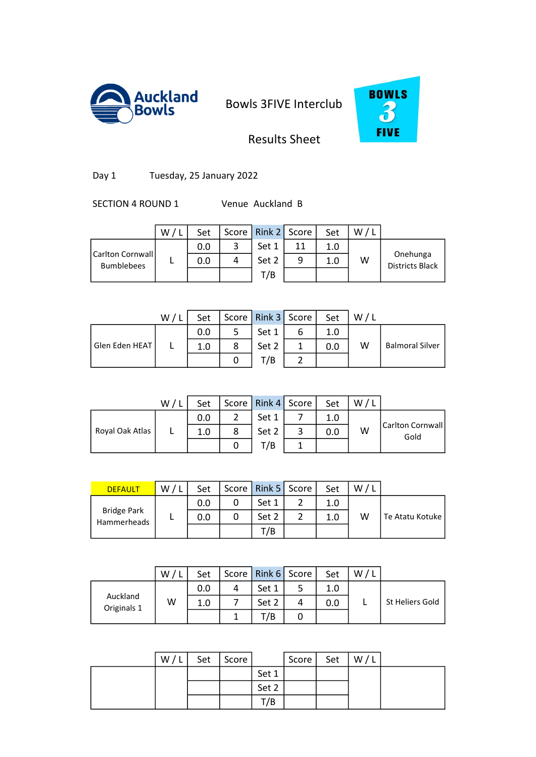Auckland Bowls

# Bowls 3FIVE Interclub

## Results Sheet

BOWLS 3 FIVE

Day 1 Tuesday, 25 January 2022

SECTION 4 ROUND 1 Venue Auckland B

| | W / L | Set | Score | Rink 2 | Score | Set | W / L | |
|---|---|---|---|---|---|---|---|---|
| Carlton Cornwall Bumblebees | L | 0.0 | 3 | Set 1 | 11 | 1.0 | W | Onehunga Districts Black |
| | | 0.0 | 4 | Set 2 | 9 | 1.0 | | |
| | | | | T/B | | | | |

| | W / L | Set | Score | Rink 3 | Score | Set | W / L | |
|---|---|---|---|---|---|---|---|---|
| Glen Eden HEAT | L | 0.0 | 5 | Set 1 | 6 | 1.0 | W | Balmoral Silver |
| | | 1.0 | 8 | Set 2 | 1 | 0.0 | | |
| | | | 0 | T/B | 2 | | | |

| | W / L | Set | Score | Rink 4 | Score | Set | W / L | |
|---|---|---|---|---|---|---|---|---|
| Royal Oak Atlas | L | 0.0 | 2 | Set 1 | 7 | 1.0 | W | Carlton Cornwall Gold |
| | | 1.0 | 8 | Set 2 | 3 | 0.0 | | |
| | | | 0 | T/B | 1 | | | |

| DEFAULT | W / L | Set | Score | Rink 5 | Score | Set | W / L | |
|---|---|---|---|---|---|---|---|---|
| Bridge Park Hammerheads | L | 0.0 | 0 | Set 1 | 2 | 1.0 | W | Te Atatu Kotuke |
| | | 0.0 | 0 | Set 2 | 2 | 1.0 | | |
| | | | | T/B | | | | |

| | W / L | Set | Score | Rink 6 | Score | Set | W / L | |
|---|---|---|---|---|---|---|---|---|
| Auckland Originals 1 | W | 0.0 | 4 | Set 1 | 5 | 1.0 | L | St Heliers Gold |
| | | 1.0 | 7 | Set 2 | 4 | 0.0 | | |
| | | | 1 | T/B | 0 | | | |

| | W / L | Set | Score | | Score | Set | W / L | |
|---|---|---|---|---|---|---|---|---|
| | | | | Set 1 | | | | |
| | | | | Set 2 | | | | |
| | | | | T/B | | | | |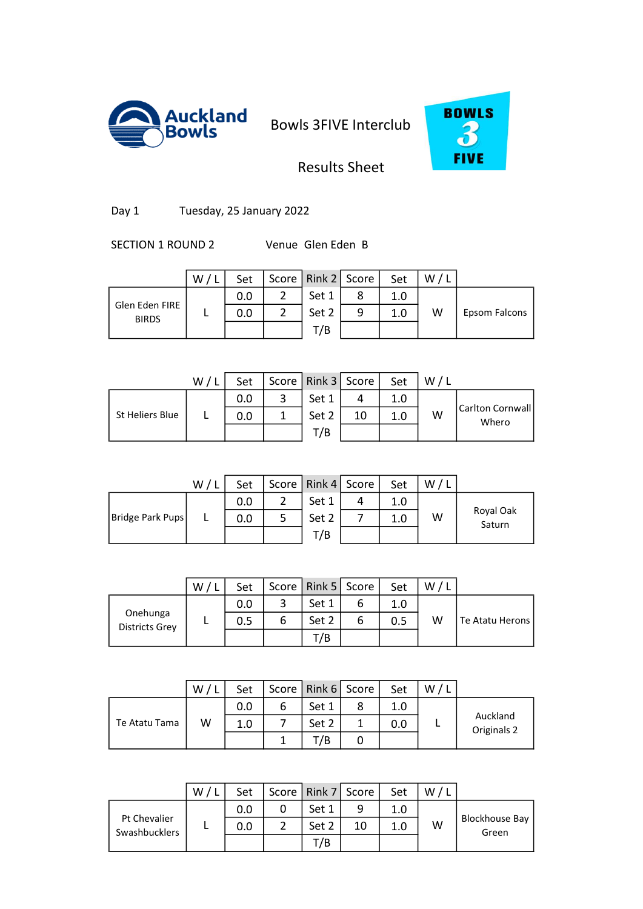Auckland Bowls

Bowls 3FIVE Interclub

Results Sheet

BOWLS 3 FIVE

Day 1 Tuesday, 25 January 2022

SECTION 1 ROUND 2 Venue Glen Eden B

| | W / L | Set | Score | Rink 2 | Score | Set | W / L | |
|---|---|---|---|---|---|---|---|---|
| Glen Eden FIRE BIRDS | L | 0.0 | 2 | Set 1 | 8 | 1.0 | W | Epsom Falcons |
| | | 0.0 | 2 | Set 2 | 9 | 1.0 | | |
| | | | | T/B | | | | |

| | W / L | Set | Score | Rink 3 | Score | Set | W / L | |
|---|---|---|---|---|---|---|---|---|
| St Heliers Blue | L | 0.0 | 3 | Set 1 | 4 | 1.0 | W | Carlton Cornwall Whero |
| | | 0.0 | 1 | Set 2 | 10 | 1.0 | | |
| | | | | T/B | | | | |

| | W / L | Set | Score | Rink 4 | Score | Set | W / L | |
|---|---|---|---|---|---|---|---|---|
| Bridge Park Pups | L | 0.0 | 2 | Set 1 | 4 | 1.0 | W | Royal Oak Saturn |
| | | 0.0 | 5 | Set 2 | 7 | 1.0 | | |
| | | | | T/B | | | | |

| | W / L | Set | Score | Rink 5 | Score | Set | W / L | |
|---|---|---|---|---|---|---|---|---|
| Onehunga Districts Grey | L | 0.0 | 3 | Set 1 | 6 | 1.0 | W | Te Atatu Herons |
| | | 0.5 | 6 | Set 2 | 6 | 0.5 | | |
| | | | | T/B | | | | |

| | W / L | Set | Score | Rink 6 | Score | Set | W / L | |
|---|---|---|---|---|---|---|---|---|
| Te Atatu Tama | W | 0.0 | 6 | Set 1 | 8 | 1.0 | L | Auckland Originals 2 |
| | | 1.0 | 7 | Set 2 | 1 | 0.0 | | |
| | | | 1 | T/B | 0 | | | |

| | W / L | Set | Score | Rink 7 | Score | Set | W / L | |
|---|---|---|---|---|---|---|---|---|
| Pt Chevalier Swashbucklers | L | 0.0 | 0 | Set 1 | 9 | 1.0 | W | Blockhouse Bay Green |
| | | 0.0 | 2 | Set 2 | 10 | 1.0 | | |
| | | | | T/B | | | | |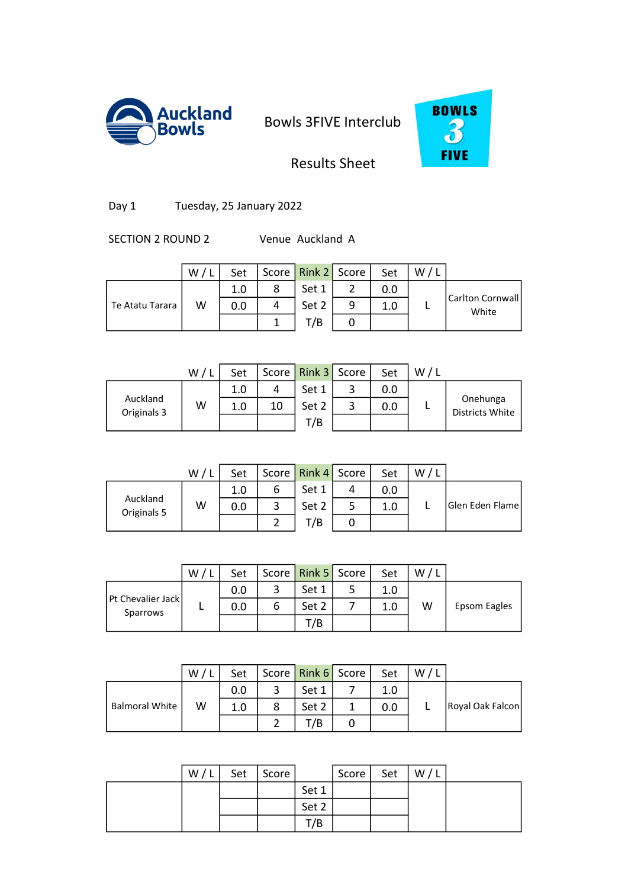Auckland Bowls

Bowls 3FIVE Interclub

Results Sheet

Day 1 Tuesday, 25 January 2022

SECTION 2 ROUND 2 Venue Auckland A

| | W / L | Set | Score | Rink 2 | Score | Set | W / L | |
|---|---|---|---|---|---|---|---|---|
| Te Atatu Tarara | W | 1.0 | 8 | Set 1 | 2 | 0.0 | L | Carlton Cornwall White |
| | | 0.0 | 4 | Set 2 | 9 | 1.0 | | |
| | | | 1 | T/B | 0 | | | |

| | W / L | Set | Score | Rink 3 | Score | Set | W / L | |
|---|---|---|---|---|---|---|---|---|
| Auckland Originals 3 | W | 1.0 | 4 | Set 1 | 3 | 0.0 | L | Onehunga Districts White |
| | | 1.0 | 10 | Set 2 | 3 | 0.0 | | |
| | | | | T/B | | | | |

| | W / L | Set | Score | Rink 4 | Score | Set | W / L | |
|---|---|---|---|---|---|---|---|---|
| Auckland Originals 5 | W | 1.0 | 6 | Set 1 | 4 | 0.0 | L | Glen Eden Flame |
| | | 0.0 | 3 | Set 2 | 5 | 1.0 | | |
| | | | 2 | T/B | 0 | | | |

| | W / L | Set | Score | Rink 5 | Score | Set | W / L | |
|---|---|---|---|---|---|---|---|---|
| Pt Chevalier Jack Sparrows | L | 0.0 | 3 | Set 1 | 5 | 1.0 | W | Epsom Eagles |
| | | 0.0 | 6 | Set 2 | 7 | 1.0 | | |
| | | | | T/B | | | | |

| | W / L | Set | Score | Rink 6 | Score | Set | W / L | |
|---|---|---|---|---|---|---|---|---|
| Balmoral White | W | 0.0 | 3 | Set 1 | 7 | 1.0 | L | Royal Oak Falcon |
| | | 1.0 | 8 | Set 2 | 1 | 0.0 | | |
| | | | 2 | T/B | 0 | | | |

| | W / L | Set | Score | | Score | Set | W / L | |
|---|---|---|---|---|---|---|---|---|
| | | | | Set 1 | | | | |
| | | | | Set 2 | | | | |
| | | | | T/B | | | | |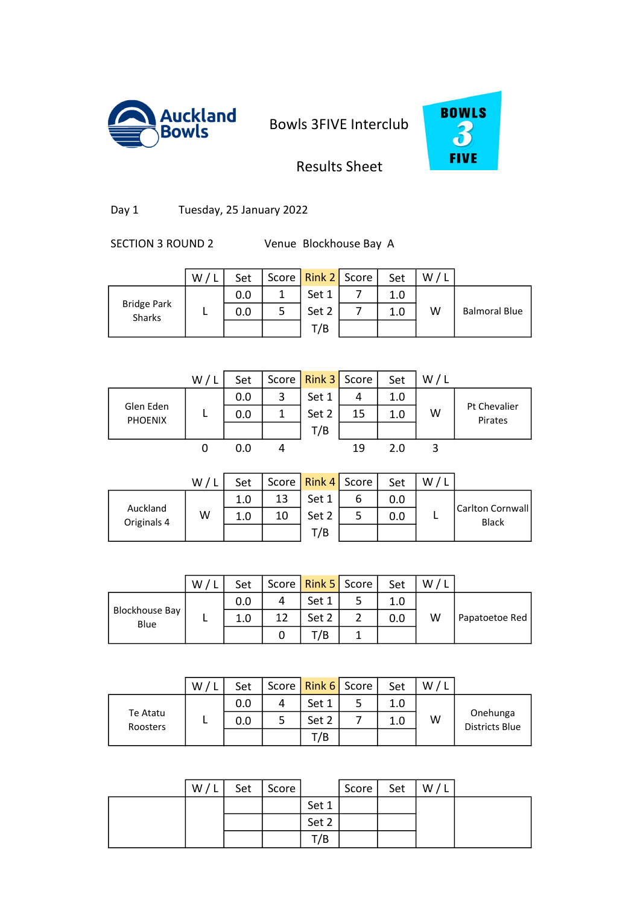Auckland Bowls

Bowls 3FIVE Interclub

Results Sheet

Day 1 Tuesday, 25 January 2022

SECTION 3 ROUND 2 Venue Blockhouse Bay A

| | W / L | Set | Score | Rink 2 | Score | Set | W / L | |
|---|---|---|---|---|---|---|---|---|
| Bridge Park Sharks | L | 0.0 | 1 | Set 1 | 7 | 1.0 | W | Balmoral Blue |
| | | 0.0 | 5 | Set 2 | 7 | 1.0 | | |
| | | | | T/B | | | | |

| | W / L | Set | Score | Rink 3 | Score | Set | W / L | |
|---|---|---|---|---|---|---|---|---|
| Glen Eden PHOENIX | L | 0.0 | 3 | Set 1 | 4 | 1.0 | W | Pt Chevalier Pirates |
| | | 0.0 | 1 | Set 2 | 15 | 1.0 | | |
| | | | | T/B | | | | |
| | 0 | 0.0 | 4 | | 19 | 2.0 | 3 | |

| | W / L | Set | Score | Rink 4 | Score | Set | W / L | |
|---|---|---|---|---|---|---|---|---|
| Auckland Originals 4 | W | 1.0 | 13 | Set 1 | 6 | 0.0 | L | Carlton Cornwall Black |
| | | 1.0 | 10 | Set 2 | 5 | 0.0 | | |
| | | | | T/B | | | | |

| | W / L | Set | Score | Rink 5 | Score | Set | W / L | |
|---|---|---|---|---|---|---|---|---|
| Blockhouse Bay Blue | L | 0.0 | 4 | Set 1 | 5 | 1.0 | W | Papatoetoe Red |
| | | 1.0 | 12 | Set 2 | 2 | 0.0 | | |
| | | | 0 | T/B | 1 | | | |

| | W / L | Set | Score | Rink 6 | Score | Set | W / L | |
|---|---|---|---|---|---|---|---|---|
| Te Atatu Roosters | L | 0.0 | 4 | Set 1 | 5 | 1.0 | W | Onehunga Districts Blue |
| | | 0.0 | 5 | Set 2 | 7 | 1.0 | | |
| | | | | T/B | | | | |

| | W / L | Set | Score | | Score | Set | W / L | |
|---|---|---|---|---|---|---|---|---|
| | | | | Set 1 | | | | |
| | | | | Set 2 | | | | |
| | | | | T/B | | | | |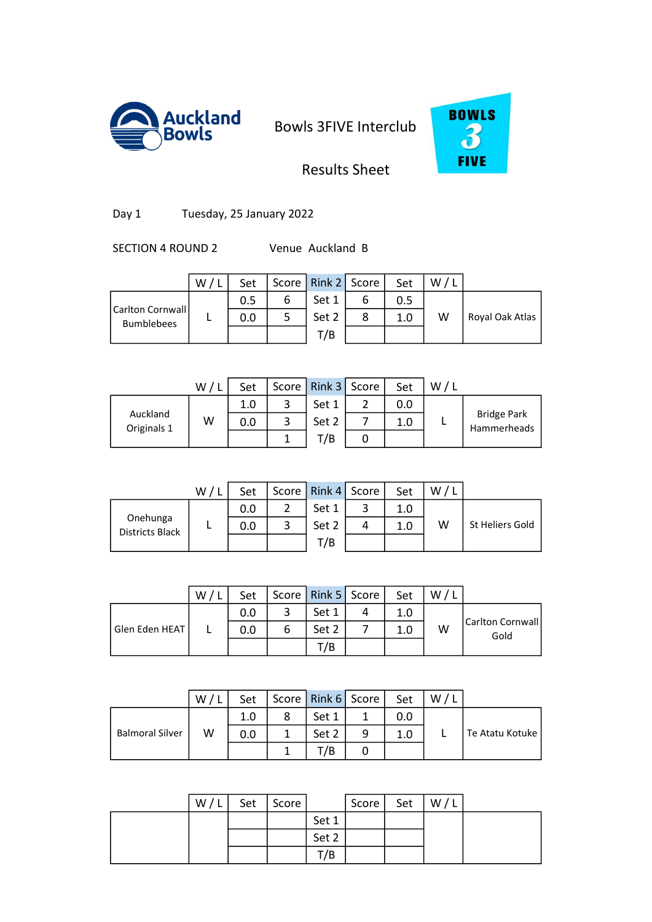Auckland Bowls

BOWLS 3 FIVE

# Bowls 3FIVE Interclub

## Results Sheet

Day 1 Tuesday, 25 January 2022

SECTION 4 ROUND 2 Venue Auckland B

| | W / L | Set | Score | Rink 2 | Score | Set | W / L | |
|---|---|---|---|---|---|---|---|---|
| Carlton Cornwall Bumblebees | L | 0.5 | 6 | Set 1 | 6 | 0.5 | W | Royal Oak Atlas |
| | | 0.0 | 5 | Set 2 | 8 | 1.0 | | |
| | | | | T/B | | | | |

| | W / L | Set | Score | Rink 3 | Score | Set | W / L | |
|---|---|---|---|---|---|---|---|---|
| Auckland Originals 1 | W | 1.0 | 3 | Set 1 | 2 | 0.0 | L | Bridge Park Hammerheads |
| | | 0.0 | 3 | Set 2 | 7 | 1.0 | | |
| | | | 1 | T/B | 0 | | | |

| | W / L | Set | Score | Rink 4 | Score | Set | W / L | |
|---|---|---|---|---|---|---|---|---|
| Onehunga Districts Black | L | 0.0 | 2 | Set 1 | 3 | 1.0 | W | St Heliers Gold |
| | | 0.0 | 3 | Set 2 | 4 | 1.0 | | |
| | | | | T/B | | | | |

| | W / L | Set | Score | Rink 5 | Score | Set | W / L | |
|---|---|---|---|---|---|---|---|---|
| Glen Eden HEAT | L | 0.0 | 3 | Set 1 | 4 | 1.0 | W | Carlton Cornwall Gold |
| | | 0.0 | 6 | Set 2 | 7 | 1.0 | | |
| | | | | T/B | | | | |

| | W / L | Set | Score | Rink 6 | Score | Set | W / L | |
|---|---|---|---|---|---|---|---|---|
| Balmoral Silver | W | 1.0 | 8 | Set 1 | 1 | 0.0 | L | Te Atatu Kotuke |
| | | 0.0 | 1 | Set 2 | 9 | 1.0 | | |
| | | | 1 | T/B | 0 | | | |

| | W / L | Set | Score | | Score | Set | W / L | |
|---|---|---|---|---|---|---|---|---|
| | | | | Set 1 | | | | |
| | | | | Set 2 | | | | |
| | | | | T/B | | | | |